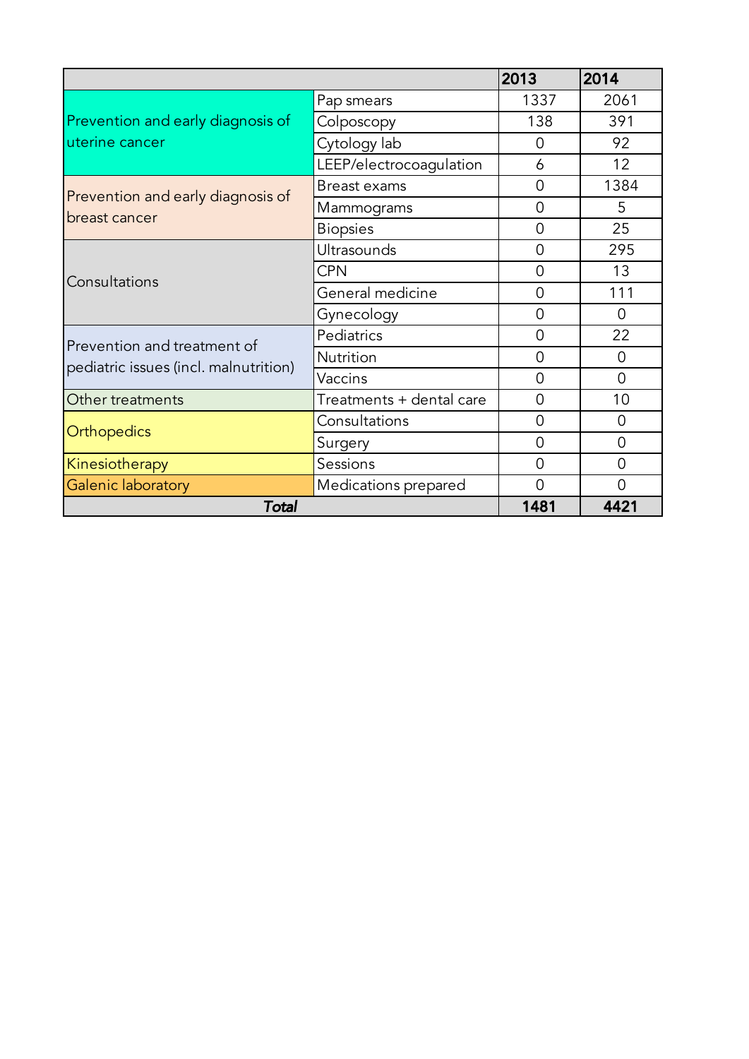| | | 2013 | 2014 |
|---|---|---|---|
| Prevention and early diagnosis of uterine cancer | Pap smears | 1337 | 2061 |
| | Colposcopy | 138 | 391 |
| | Cytology lab | 0 | 92 |
| | LEEP/electrocoagulation | 6 | 12 |
| Prevention and early diagnosis of breast cancer | Breast exams | 0 | 1384 |
| | Mammograms | 0 | 5 |
| | Biopsies | 0 | 25 |
| Consultations | Ultrasounds | 0 | 295 |
| | CPN | 0 | 13 |
| | General medicine | 0 | 111 |
| | Gynecology | 0 | 0 |
| Prevention and treatment of pediatric issues (incl. malnutrition) | Pediatrics | 0 | 22 |
| | Nutrition | 0 | 0 |
| | Vaccins | 0 | 0 |
| Other treatments | Treatments + dental care | 0 | 10 |
| Orthopedics | Consultations | 0 | 0 |
| | Surgery | 0 | 0 |
| Kinesiotherapy | Sessions | 0 | 0 |
| Galenic laboratory | Medications prepared | 0 | 0 |
| ***Total*** | | **1481** | **4421** |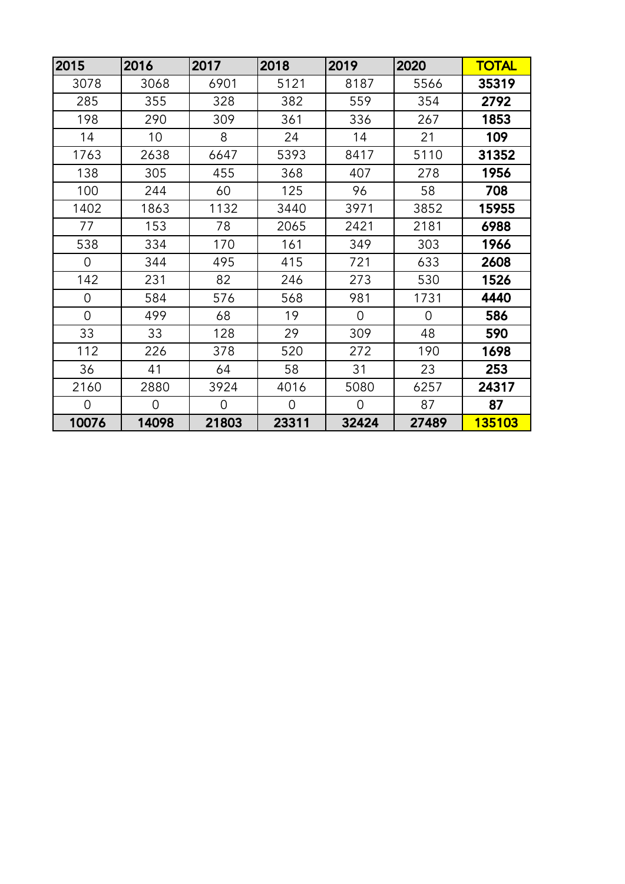| 2015 | 2016 | 2017 | 2018 | 2019 | 2020 | TOTAL |
|---|---|---|---|---|---|---|
| 3078 | 3068 | 6901 | 5121 | 8187 | 5566 | **35319** |
| 285 | 355 | 328 | 382 | 559 | 354 | **2792** |
| 198 | 290 | 309 | 361 | 336 | 267 | **1853** |
| 14 | 10 | 8 | 24 | 14 | 21 | **109** |
| 1763 | 2638 | 6647 | 5393 | 8417 | 5110 | **31352** |
| 138 | 305 | 455 | 368 | 407 | 278 | **1956** |
| 100 | 244 | 60 | 125 | 96 | 58 | **708** |
| 1402 | 1863 | 1132 | 3440 | 3971 | 3852 | **15955** |
| 77 | 153 | 78 | 2065 | 2421 | 2181 | **6988** |
| 538 | 334 | 170 | 161 | 349 | 303 | **1966** |
| 0 | 344 | 495 | 415 | 721 | 633 | **2608** |
| 142 | 231 | 82 | 246 | 273 | 530 | **1526** |
| 0 | 584 | 576 | 568 | 981 | 1731 | **4440** |
| 0 | 499 | 68 | 19 | 0 | 0 | **586** |
| 33 | 33 | 128 | 29 | 309 | 48 | **590** |
| 112 | 226 | 378 | 520 | 272 | 190 | **1698** |
| 36 | 41 | 64 | 58 | 31 | 23 | **253** |
| 2160 | 2880 | 3924 | 4016 | 5080 | 6257 | **24317** |
| 0 | 0 | 0 | 0 | 0 | 87 | **87** |
| **10076** | **14098** | **21803** | **23311** | **32424** | **27489** | **135103** |